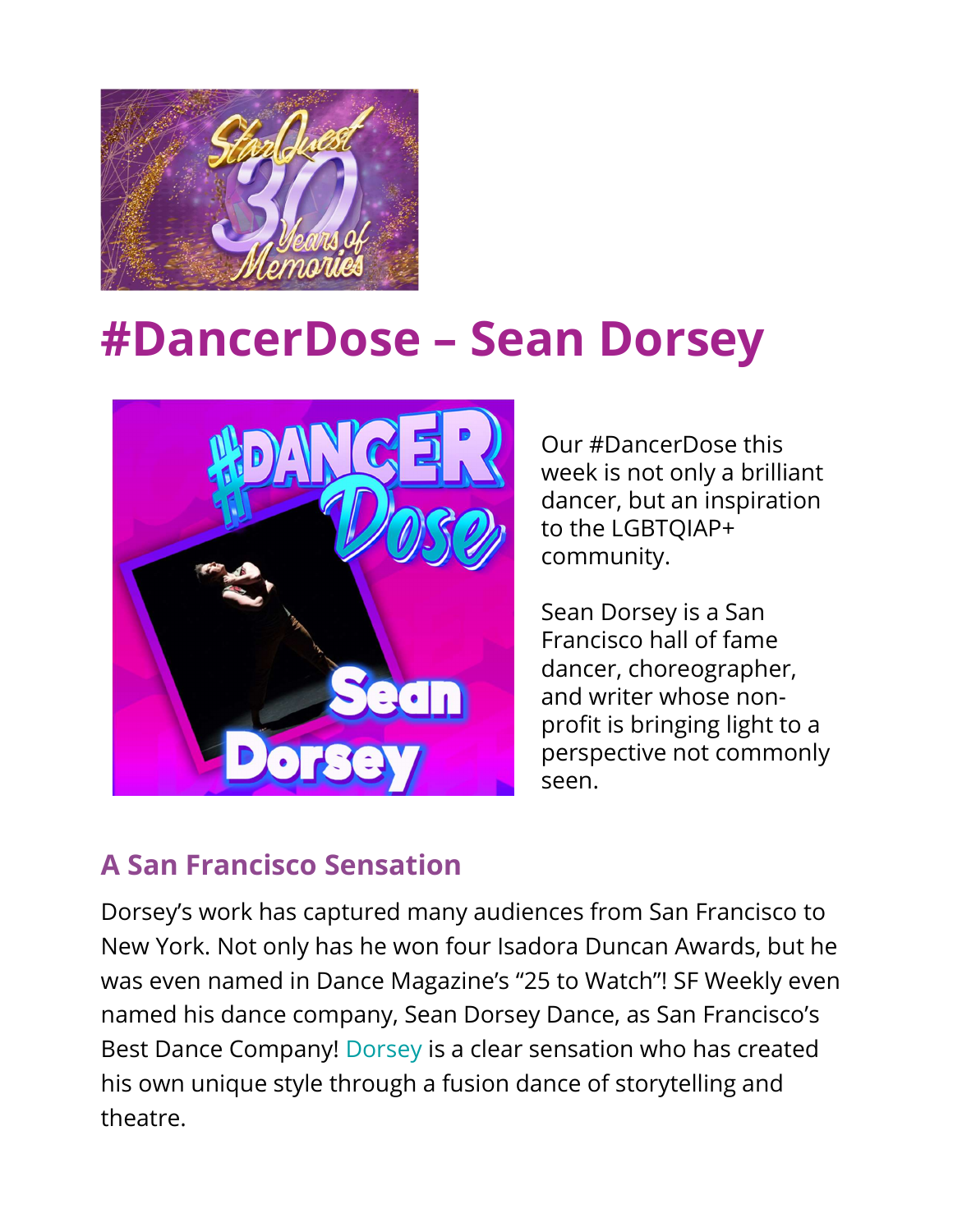# #DancerDose – Sean Dorsey

Our #DancerDose this week is not only a brilliant dancer, but an inspiration to the LGBTQIAP+ community.

Sean Dorsey is a San Francisco hall of fame dancer, choreographer, and writer whose non-profit is bringing light to a perspective not commonly seen.

## A San Francisco Sensation

Dorsey's work has captured many audiences from San Francisco to New York. Not only has he won four Isadora Duncan Awards, but he was even named in Dance Magazine's "25 to Watch"! SF Weekly even named his dance company, Sean Dorsey Dance, as San Francisco's Best Dance Company! Dorsey is a clear sensation who has created his own unique style through a fusion dance of storytelling and theatre.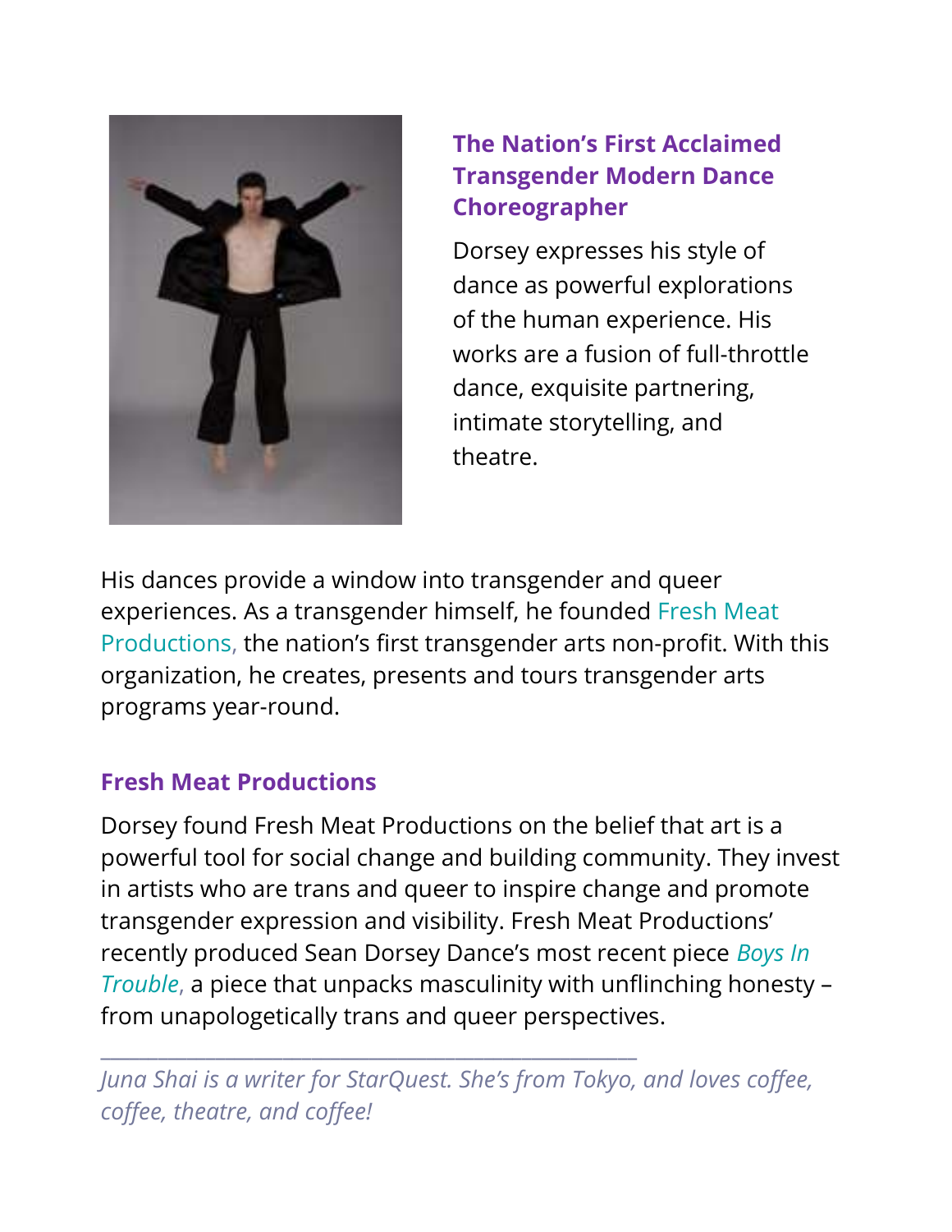### The Nation's First Acclaimed Transgender Modern Dance Choreographer

Dorsey expresses his style of dance as powerful explorations of the human experience. His works are a fusion of full-throttle dance, exquisite partnering, intimate storytelling, and theatre.

His dances provide a window into transgender and queer experiences. As a transgender himself, he founded Fresh Meat Productions, the nation's first transgender arts non-profit. With this organization, he creates, presents and tours transgender arts programs year-round.

### Fresh Meat Productions

Dorsey found Fresh Meat Productions on the belief that art is a powerful tool for social change and building community. They invest in artists who are trans and queer to inspire change and promote transgender expression and visibility. Fresh Meat Productions' recently produced Sean Dorsey Dance's most recent piece *Boys In Trouble*, a piece that unpacks masculinity with unflinching honesty – from unapologetically trans and queer perspectives.

---

*Juna Shai is a writer for StarQuest. She's from Tokyo, and loves coffee, coffee, theatre, and coffee!*